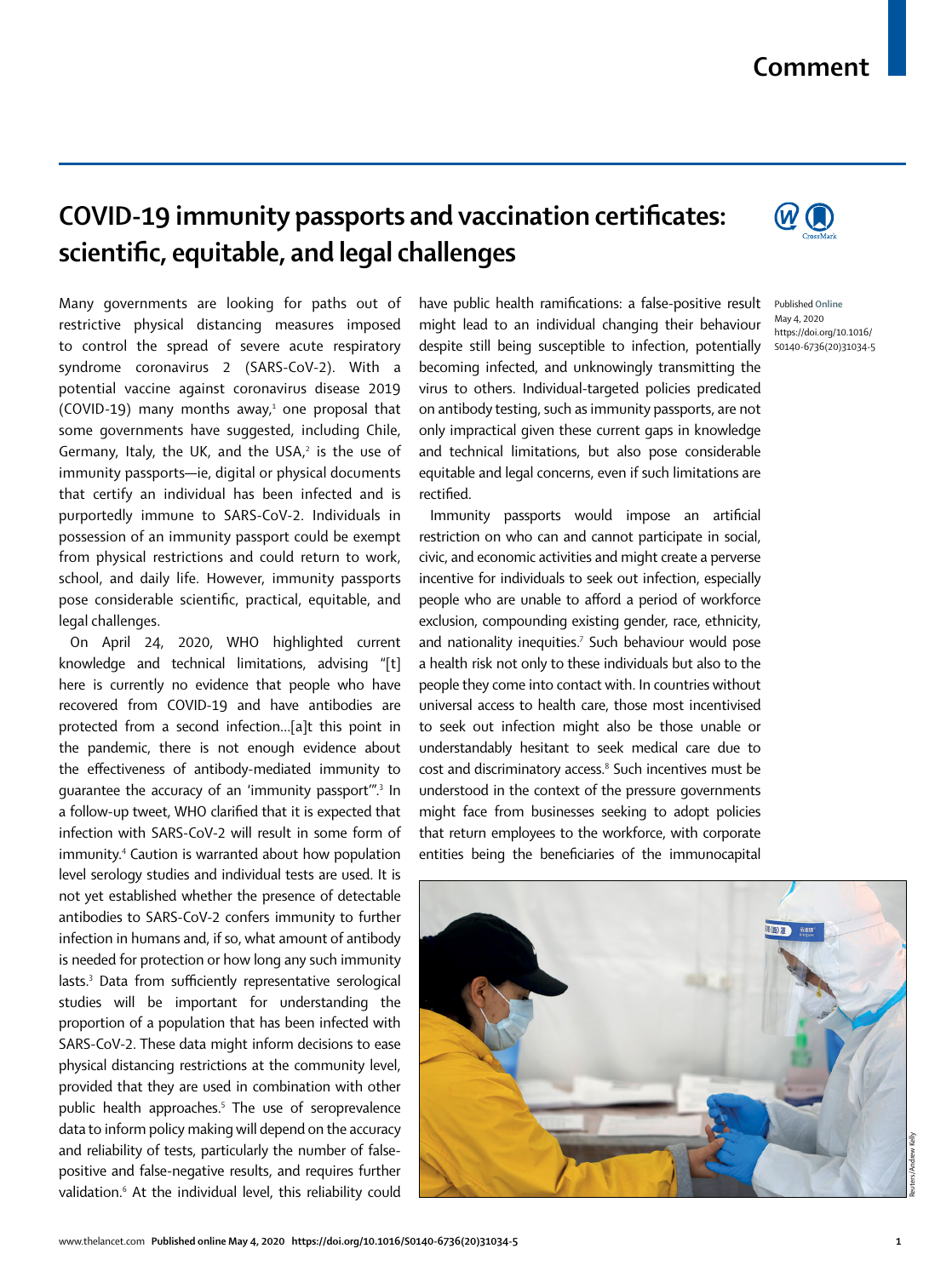Comment

# COVID-19 immunity passports and vaccination certificates: scientific, equitable, and legal challenges

Many governments are looking for paths out of restrictive physical distancing measures imposed to control the spread of severe acute respiratory syndrome coronavirus 2 (SARS-CoV-2). With a potential vaccine against coronavirus disease 2019 (COVID-19) many months away,[1] one proposal that some governments have suggested, including Chile, Germany, Italy, the UK, and the USA,[2] is the use of immunity passports—ie, digital or physical documents that certify an individual has been infected and is purportedly immune to SARS-CoV-2. Individuals in possession of an immunity passport could be exempt from physical restrictions and could return to work, school, and daily life. However, immunity passports pose considerable scientific, practical, equitable, and legal challenges.

On April 24, 2020, WHO highlighted current knowledge and technical limitations, advising "[t]here is currently no evidence that people who have recovered from COVID-19 and have antibodies are protected from a second infection...[a]t this point in the pandemic, there is not enough evidence about the effectiveness of antibody-mediated immunity to guarantee the accuracy of an 'immunity passport'".[3] In a follow-up tweet, WHO clarified that it is expected that infection with SARS-CoV-2 will result in some form of immunity.[4] Caution is warranted about how population level serology studies and individual tests are used. It is not yet established whether the presence of detectable antibodies to SARS-CoV-2 confers immunity to further infection in humans and, if so, what amount of antibody is needed for protection or how long any such immunity lasts.[3] Data from sufficiently representative serological studies will be important for understanding the proportion of a population that has been infected with SARS-CoV-2. These data might inform decisions to ease physical distancing restrictions at the community level, provided that they are used in combination with other public health approaches.[5] The use of seroprevalence data to inform policy making will depend on the accuracy and reliability of tests, particularly the number of false-positive and false-negative results, and requires further validation.[6] At the individual level, this reliability could have public health ramifications: a false-positive result might lead to an individual changing their behaviour despite still being susceptible to infection, potentially becoming infected, and unknowingly transmitting the virus to others. Individual-targeted policies predicated on antibody testing, such as immunity passports, are not only impractical given these current gaps in knowledge and technical limitations, but also pose considerable equitable and legal concerns, even if such limitations are rectified.

Immunity passports would impose an artificial restriction on who can and cannot participate in social, civic, and economic activities and might create a perverse incentive for individuals to seek out infection, especially people who are unable to afford a period of workforce exclusion, compounding existing gender, race, ethnicity, and nationality inequities.[7] Such behaviour would pose a health risk not only to these individuals but also to the people they come into contact with. In countries without universal access to health care, those most incentivised to seek out infection might also be those unable or understandably hesitant to seek medical care due to cost and discriminatory access.[8] Such incentives must be understood in the context of the pressure governments might face from businesses seeking to adopt policies that return employees to the workforce, with corporate entities being the beneficiaries of the immunocapital

Published Online May 4, 2020 https://doi.org/10.1016/S0140-6736(20)31034-5

Reuters/Andrew Kelly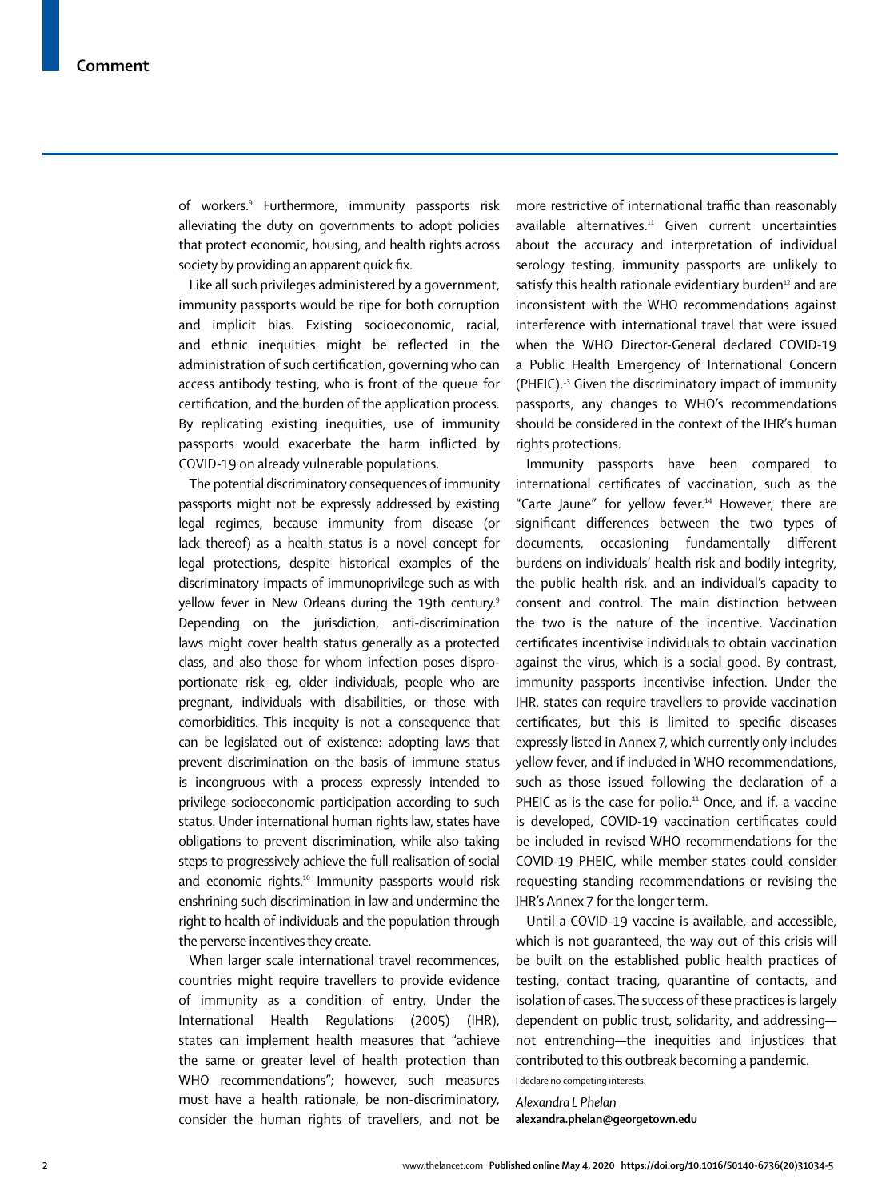of workers.[9] Furthermore, immunity passports risk alleviating the duty on governments to adopt policies that protect economic, housing, and health rights across society by providing an apparent quick fix.

Like all such privileges administered by a government, immunity passports would be ripe for both corruption and implicit bias. Existing socioeconomic, racial, and ethnic inequities might be reflected in the administration of such certification, governing who can access antibody testing, who is front of the queue for certification, and the burden of the application process. By replicating existing inequities, use of immunity passports would exacerbate the harm inflicted by COVID-19 on already vulnerable populations.

The potential discriminatory consequences of immunity passports might not be expressly addressed by existing legal regimes, because immunity from disease (or lack thereof) as a health status is a novel concept for legal protections, despite historical examples of the discriminatory impacts of immunoprivilege such as with yellow fever in New Orleans during the 19th century.[9] Depending on the jurisdiction, anti-discrimination laws might cover health status generally as a protected class, and also those for whom infection poses disproportionate risk—eg, older individuals, people who are pregnant, individuals with disabilities, or those with comorbidities. This inequity is not a consequence that can be legislated out of existence: adopting laws that prevent discrimination on the basis of immune status is incongruous with a process expressly intended to privilege socioeconomic participation according to such status. Under international human rights law, states have obligations to prevent discrimination, while also taking steps to progressively achieve the full realisation of social and economic rights.[10] Immunity passports would risk enshrining such discrimination in law and undermine the right to health of individuals and the population through the perverse incentives they create.

When larger scale international travel recommences, countries might require travellers to provide evidence of immunity as a condition of entry. Under the International Health Regulations (2005) (IHR), states can implement health measures that "achieve the same or greater level of health protection than WHO recommendations"; however, such measures must have a health rationale, be non-discriminatory, consider the human rights of travellers, and not be more restrictive of international traffic than reasonably available alternatives.[11] Given current uncertainties about the accuracy and interpretation of individual serology testing, immunity passports are unlikely to satisfy this health rationale evidentiary burden[12] and are inconsistent with the WHO recommendations against interference with international travel that were issued when the WHO Director-General declared COVID-19 a Public Health Emergency of International Concern (PHEIC).[13] Given the discriminatory impact of immunity passports, any changes to WHO's recommendations should be considered in the context of the IHR's human rights protections.

Immunity passports have been compared to international certificates of vaccination, such as the "Carte Jaune" for yellow fever.[14] However, there are significant differences between the two types of documents, occasioning fundamentally different burdens on individuals' health risk and bodily integrity, the public health risk, and an individual's capacity to consent and control. The main distinction between the two is the nature of the incentive. Vaccination certificates incentivise individuals to obtain vaccination against the virus, which is a social good. By contrast, immunity passports incentivise infection. Under the IHR, states can require travellers to provide vaccination certificates, but this is limited to specific diseases expressly listed in Annex 7, which currently only includes yellow fever, and if included in WHO recommendations, such as those issued following the declaration of a PHEIC as is the case for polio.[11] Once, and if, a vaccine is developed, COVID-19 vaccination certificates could be included in revised WHO recommendations for the COVID-19 PHEIC, while member states could consider requesting standing recommendations or revising the IHR's Annex 7 for the longer term.

Until a COVID-19 vaccine is available, and accessible, which is not guaranteed, the way out of this crisis will be built on the established public health practices of testing, contact tracing, quarantine of contacts, and isolation of cases. The success of these practices is largely dependent on public trust, solidarity, and addressing—not entrenching—the inequities and injustices that contributed to this outbreak becoming a pandemic.

I declare no competing interests.

*Alexandra L Phelan*
**alexandra.phelan@georgetown.edu**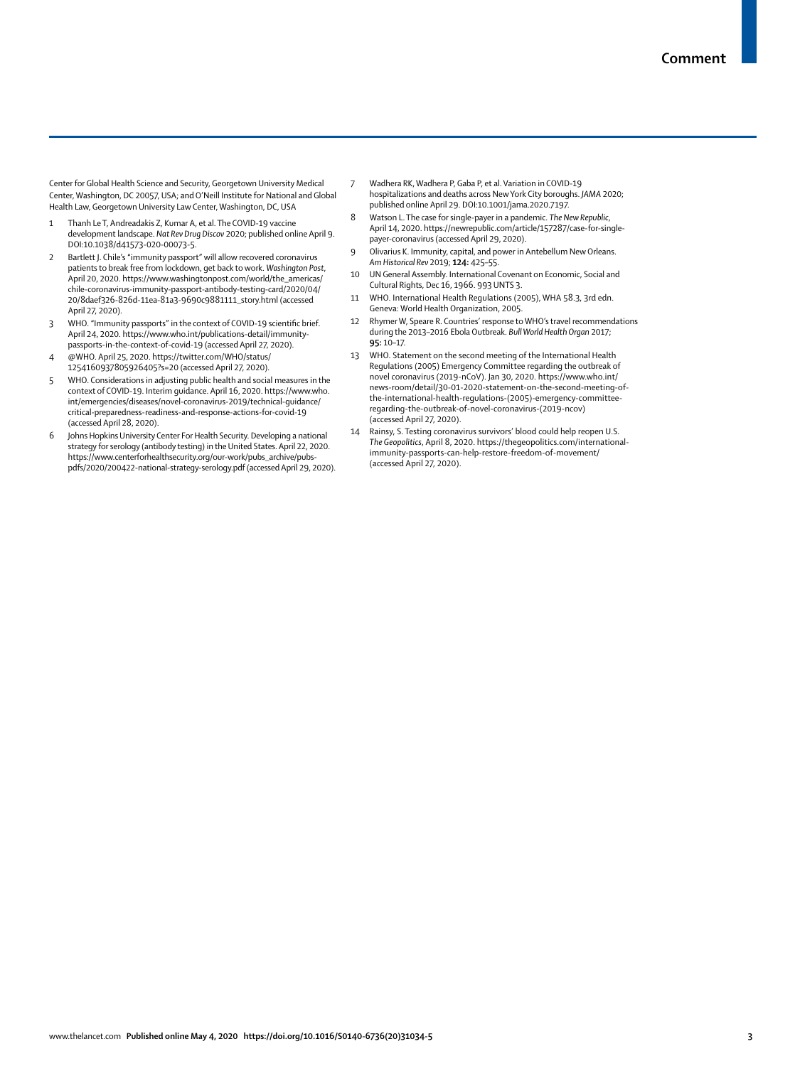Center for Global Health Science and Security, Georgetown University Medical Center, Washington, DC 20057, USA; and O'Neill Institute for National and Global Health Law, Georgetown University Law Center, Washington, DC, USA

1. Thanh Le T, Andreadakis Z, Kumar A, et al. The COVID-19 vaccine development landscape. *Nat Rev Drug Discov* 2020; published online April 9. DOI:10.1038/d41573-020-00073-5.
2. Bartlett J. Chile's "immunity passport" will allow recovered coronavirus patients to break free from lockdown, get back to work. *Washington Post*, April 20, 2020. https://www.washingtonpost.com/world/the_americas/chile-coronavirus-immunity-passport-antibody-testing-card/2020/04/20/8daef326-826d-11ea-81a3-9690c9881111_story.html (accessed April 27, 2020).
3. WHO. "Immunity passports" in the context of COVID-19 scientific brief. April 24, 2020. https://www.who.int/publications-detail/immunity-passports-in-the-context-of-covid-19 (accessed April 27, 2020).
4. @WHO. April 25, 2020. https://twitter.com/WHO/status/1254160937805926405?s=20 (accessed April 27, 2020).
5. WHO. Considerations in adjusting public health and social measures in the context of COVID-19. Interim guidance. April 16, 2020. https://www.who.int/emergencies/diseases/novel-coronavirus-2019/technical-guidance/critical-preparedness-readiness-and-response-actions-for-covid-19 (accessed April 28, 2020).
6. Johns Hopkins University Center For Health Security. Developing a national strategy for serology (antibody testing) in the United States. April 22, 2020. https://www.centerforhealthsecurity.org/our-work/pubs_archive/pubs-pdfs/2020/200422-national-strategy-serology.pdf (accessed April 29, 2020).
7. Wadhera RK, Wadhera P, Gaba P, et al. Variation in COVID-19 hospitalizations and deaths across New York City boroughs. *JAMA* 2020; published online April 29. DOI:10.1001/jama.2020.7197.
8. Watson L. The case for single-payer in a pandemic. *The New Republic*, April 14, 2020. https://newrepublic.com/article/157287/case-for-single-payer-coronavirus (accessed April 29, 2020).
9. Olivarius K. Immunity, capital, and power in Antebellum New Orleans. *Am Historical Rev* 2019; **124:** 425–55.
10. UN General Assembly. International Covenant on Economic, Social and Cultural Rights, Dec 16, 1966. 993 UNTS 3.
11. WHO. International Health Regulations (2005), WHA 58.3, 3rd edn. Geneva: World Health Organization, 2005.
12. Rhymer W, Speare R. Countries' response to WHO's travel recommendations during the 2013–2016 Ebola Outbreak. *Bull World Health Organ* 2017; **95:** 10–17.
13. WHO. Statement on the second meeting of the International Health Regulations (2005) Emergency Committee regarding the outbreak of novel coronavirus (2019-nCoV). Jan 30, 2020. https://www.who.int/news-room/detail/30-01-2020-statement-on-the-second-meeting-of-the-international-health-regulations-(2005)-emergency-committee-regarding-the-outbreak-of-novel-coronavirus-(2019-ncov) (accessed April 27, 2020).
14. Rainsy, S. Testing coronavirus survivors' blood could help reopen U.S. *The Geopolitics*, April 8, 2020. https://thegeopolitics.com/international-immunity-passports-can-help-restore-freedom-of-movement/ (accessed April 27, 2020).